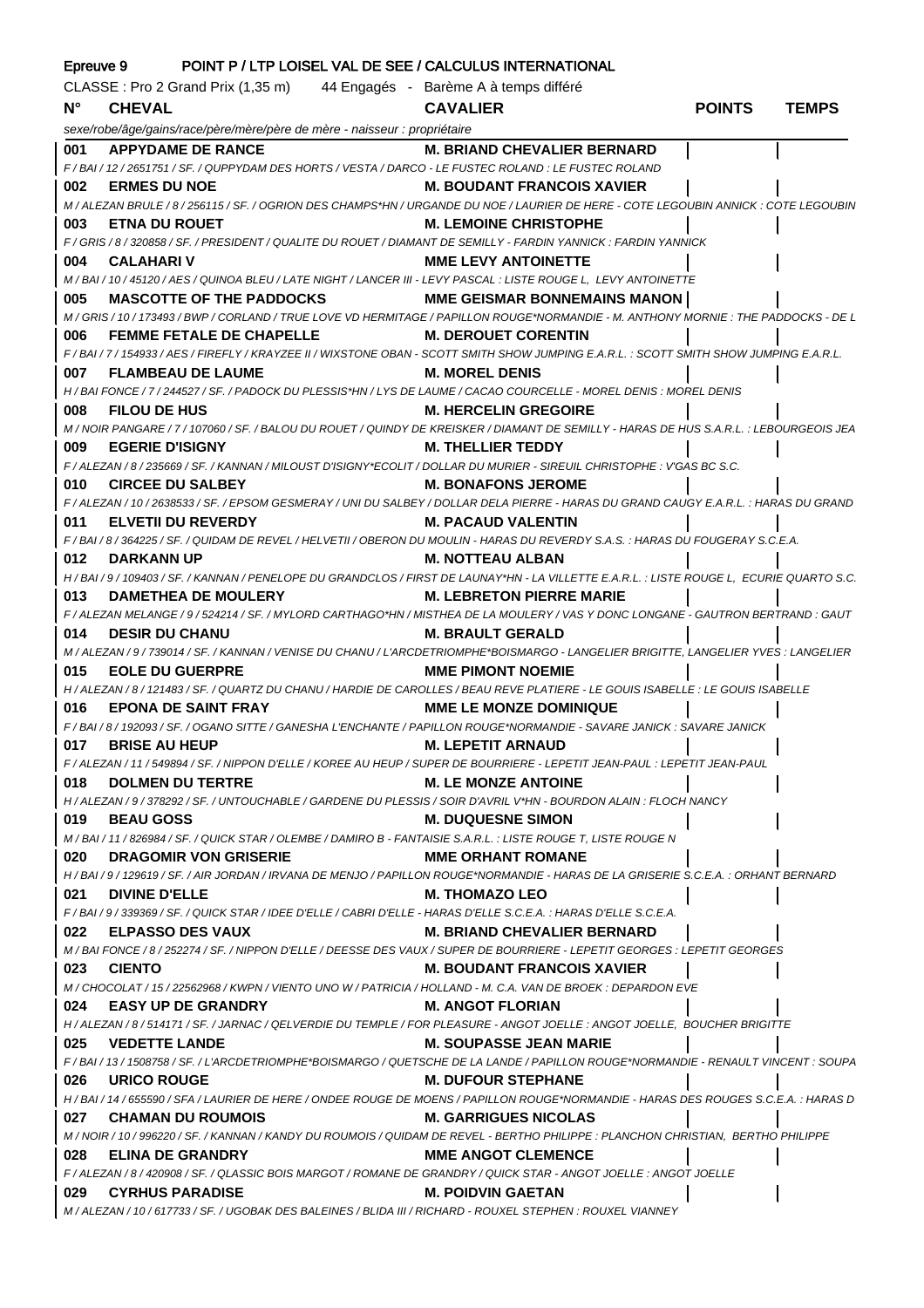**Epreuve 9** **POINT P / LTP LOISEL VAL DE SEE / CALCULUS INTERNATIONAL**

CLASSE : Pro 2 Grand Prix (1,35 m) 44 Engagés - Barème A à temps différé

| N° | CHEVAL | CAVALIER | POINTS | TEMPS |
|---|---|---|---|---|
| | *sexe/robe/âge/gains/race/père/mère/père de mère - naisseur : propriétaire* | | | |
| 001 | **APPYDAME DE RANCE** | **M. BRIAND CHEVALIER BERNARD** | | |
| | *F / BAI / 12 / 2651751 / SF. / QUPPYDAM DES HORTS / VESTA / DARCO - LE FUSTEC ROLAND : LE FUSTEC ROLAND* | | | |
| 002 | **ERMES DU NOE** | **M. BOUDANT FRANCOIS XAVIER** | | |
| | *M / ALEZAN BRULE / 8 / 256115 / SF. / OGRION DES CHAMPS*HN / URGANDE DU NOE / LAURIER DE HERE - COTE LEGOUBIN ANNICK : COTE LEGOUBIN* | | | |
| 003 | **ETNA DU ROUET** | **M. LEMOINE CHRISTOPHE** | | |
| | *F / GRIS / 8 / 320858 / SF. / PRESIDENT / QUALITE DU ROUET / DIAMANT DE SEMILLY - FARDIN YANNICK : FARDIN YANNICK* | | | |
| 004 | **CALAHARI V** | **MME LEVY ANTOINETTE** | | |
| | *M / BAI / 10 / 45120 / AES / QUINOA BLEU / LATE NIGHT / LANCER III - LEVY PASCAL : LISTE ROUGE L, LEVY ANTOINETTE* | | | |
| 005 | **MASCOTTE OF THE PADDOCKS** | **MME GEISMAR BONNEMAINS MANON** | | |
| | *M / GRIS / 10 / 173493 / BWP / CORLAND / TRUE LOVE VD HERMITAGE / PAPILLON ROUGE*NORMANDIE - M. ANTHONY MORNIE : THE PADDOCKS - DE L* | | | |
| 006 | **FEMME FETALE DE CHAPELLE** | **M. DEROUET CORENTIN** | | |
| | *F / BAI / 7 / 154933 / AES / FIREFLY / KRAYZEE II / WIXSTONE OBAN - SCOTT SMITH SHOW JUMPING E.A.R.L. : SCOTT SMITH SHOW JUMPING E.A.R.L.* | | | |
| 007 | **FLAMBEAU DE LAUME** | **M. MOREL DENIS** | | |
| | *H / BAI FONCE / 7 / 244527 / SF. / PADOCK DU PLESSIS*HN / LYS DE LAUME / CACAO COURCELLE - MOREL DENIS : MOREL DENIS* | | | |
| 008 | **FILOU DE HUS** | **M. HERCELIN GREGOIRE** | | |
| | *M / NOIR PANGARE / 7 / 107060 / SF. / BALOU DU ROUET / QUINDY DE KREISKER / DIAMANT DE SEMILLY - HARAS DE HUS S.A.R.L. : LEBOURGEOIS JEA* | | | |
| 009 | **EGERIE D'ISIGNY** | **M. THELLIER TEDDY** | | |
| | *F / ALEZAN / 8 / 235669 / SF. / KANNAN / MILOUST D'ISIGNY*ECOLIT / DOLLAR DU MURIER - SIREUIL CHRISTOPHE : V'GAS BC S.C.* | | | |
| 010 | **CIRCEE DU SALBEY** | **M. BONAFONS JEROME** | | |
| | *F / ALEZAN / 10 / 2638533 / SF. / EPSOM GESMERAY / UNI DU SALBEY / DOLLAR DELA PIERRE - HARAS DU GRAND CAUGY E.A.R.L. : HARAS DU GRAND* | | | |
| 011 | **ELVETII DU REVERDY** | **M. PACAUD VALENTIN** | | |
| | *F / BAI / 8 / 364225 / SF. / QUIDAM DE REVEL / HELVETII / OBERON DU MOULIN - HARAS DU REVERDY S.A.S. : HARAS DU FOUGERAY S.C.E.A.* | | | |
| 012 | **DARKANN UP** | **M. NOTTEAU ALBAN** | | |
| | *H / BAI / 9 / 109403 / SF. / KANNAN / PENELOPE DU GRANDCLOS / FIRST DE LAUNAY*HN - LA VILLETTE E.A.R.L. : LISTE ROUGE L, ECURIE QUARTO S.C.* | | | |
| 013 | **DAMETHEA DE MOULERY** | **M. LEBRETON PIERRE MARIE** | | |
| | *F / ALEZAN MELANGE / 9 / 524214 / SF. / MYLORD CARTHAGO*HN / MISTHEA DE LA MOULERY / VAS Y DONC LONGANE - GAUTRON BERTRAND : GAUT* | | | |
| 014 | **DESIR DU CHANU** | **M. BRAULT GERALD** | | |
| | *M / ALEZAN / 9 / 739014 / SF. / KANNAN / VENISE DU CHANU / L'ARCDETRIOMPHE*BOISMARGO - LANGELIER BRIGITTE, LANGELIER YVES : LANGELIER* | | | |
| 015 | **EOLE DU GUERPRE** | **MME PIMONT NOEMIE** | | |
| | *H / ALEZAN / 8 / 121483 / SF. / QUARTZ DU CHANU / HARDIE DE CAROLLES / BEAU REVE PLATIERE - LE GOUIS ISABELLE : LE GOUIS ISABELLE* | | | |
| 016 | **EPONA DE SAINT FRAY** | **MME LE MONZE DOMINIQUE** | | |
| | *F / BAI / 8 / 192093 / SF. / OGANO SITTE / GANESHA L'ENCHANTE / PAPILLON ROUGE*NORMANDIE - SAVARE JANICK : SAVARE JANICK* | | | |
| 017 | **BRISE AU HEUP** | **M. LEPETIT ARNAUD** | | |
| | *F / ALEZAN / 11 / 549894 / SF. / NIPPON D'ELLE / KOREE AU HEUP / SUPER DE BOURRIERE - LEPETIT JEAN-PAUL : LEPETIT JEAN-PAUL* | | | |
| 018 | **DOLMEN DU TERTRE** | **M. LE MONZE ANTOINE** | | |
| | *H / ALEZAN / 9 / 378292 / SF. / UNTOUCHABLE / GARDENE DU PLESSIS / SOIR D'AVRIL V*HN - BOURDON ALAIN : FLOCH NANCY* | | | |
| 019 | **BEAU GOSS** | **M. DUQUESNE SIMON** | | |
| | *M / BAI / 11 / 826984 / SF. / QUICK STAR / OLEMBE / DAMIRO B - FANTAISIE S.A.R.L. : LISTE ROUGE T, LISTE ROUGE N* | | | |
| 020 | **DRAGOMIR VON GRISERIE** | **MME ORHANT ROMANE** | | |
| | *H / BAI / 9 / 129619 / SF. / AIR JORDAN / IRVANA DE MENJO / PAPILLON ROUGE*NORMANDIE - HARAS DE LA GRISERIE S.C.E.A. : ORHANT BERNARD* | | | |
| 021 | **DIVINE D'ELLE** | **M. THOMAZO LEO** | | |
| | *F / BAI / 9 / 339369 / SF. / QUICK STAR / IDEE D'ELLE / CABRI D'ELLE - HARAS D'ELLE S.C.E.A. : HARAS D'ELLE S.C.E.A.* | | | |
| 022 | **ELPASSO DES VAUX** | **M. BRIAND CHEVALIER BERNARD** | | |
| | *M / BAI FONCE / 8 / 252274 / SF. / NIPPON D'ELLE / DEESSE DES VAUX / SUPER DE BOURRIERE - LEPETIT GEORGES : LEPETIT GEORGES* | | | |
| 023 | **CIENTO** | **M. BOUDANT FRANCOIS XAVIER** | | |
| | *M / CHOCOLAT / 15 / 22562968 / KWPN / VIENTO UNO W / PATRICIA / HOLLAND - M. C.A. VAN DE BROEK : DEPARDON EVE* | | | |
| 024 | **EASY UP DE GRANDRY** | **M. ANGOT FLORIAN** | | |
| | *H / ALEZAN / 8 / 514171 / SF. / JARNAC / QELVERDIE DU TEMPLE / FOR PLEASURE - ANGOT JOELLE : ANGOT JOELLE, BOUCHER BRIGITTE* | | | |
| 025 | **VEDETTE LANDE** | **M. SOUPASSE JEAN MARIE** | | |
| | *F / BAI / 13 / 1508758 / SF. / L'ARCDETRIOMPHE*BOISMARGO / QUETSCHE DE LA LANDE / PAPILLON ROUGE*NORMANDIE - RENAULT VINCENT : SOUPA* | | | |
| 026 | **URICO ROUGE** | **M. DUFOUR STEPHANE** | | |
| | *H / BAI / 14 / 655590 / SFA / LAURIER DE HERE / ONDEE ROUGE DE MOENS / PAPILLON ROUGE*NORMANDIE - HARAS DES ROUGES S.C.E.A. : HARAS D* | | | |
| 027 | **CHAMAN DU ROUMOIS** | **M. GARRIGUES NICOLAS** | | |
| | *M / NOIR / 10 / 996220 / SF. / KANNAN / KANDY DU ROUMOIS / QUIDAM DE REVEL - BERTHO PHILIPPE : PLANCHON CHRISTIAN, BERTHO PHILIPPE* | | | |
| 028 | **ELINA DE GRANDRY** | **MME ANGOT CLEMENCE** | | |
| | *F / ALEZAN / 8 / 420908 / SF. / QLASSIC BOIS MARGOT / ROMANE DE GRANDRY / QUICK STAR - ANGOT JOELLE : ANGOT JOELLE* | | | |
| 029 | **CYRHUS PARADISE** | **M. POIDVIN GAETAN** | | |
| | *M / ALEZAN / 10 / 617733 / SF. / UGOBAK DES BALEINES / BLIDA III / RICHARD - ROUXEL STEPHEN : ROUXEL VIANNEY* | | | |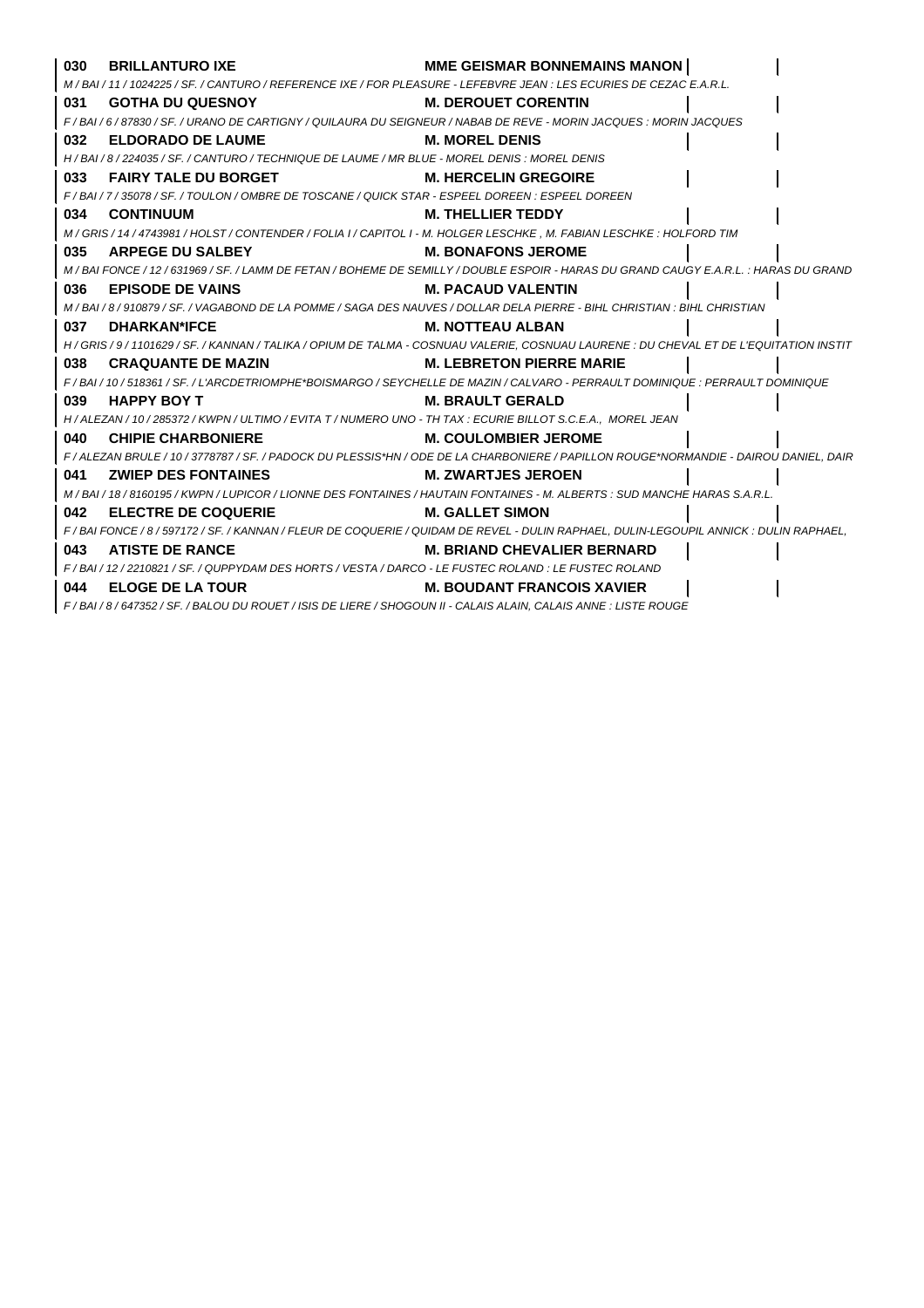**030 BRILLANTURO IXE** **MME GEISMAR BONNEMAINS MANON**

*M / BAI / 11 / 1024225 / SF. / CANTURO / REFERENCE IXE / FOR PLEASURE - LEFEBVRE JEAN : LES ECURIES DE CEZAC E.A.R.L.*

**031 GOTHA DU QUESNOY** **M. DEROUET CORENTIN**

*F / BAI / 6 / 87830 / SF. / URANO DE CARTIGNY / QUILAURA DU SEIGNEUR / NABAB DE REVE - MORIN JACQUES : MORIN JACQUES*

**032 ELDORADO DE LAUME** **M. MOREL DENIS**

*H / BAI / 8 / 224035 / SF. / CANTURO / TECHNIQUE DE LAUME / MR BLUE - MOREL DENIS : MOREL DENIS*

**033 FAIRY TALE DU BORGET** **M. HERCELIN GREGOIRE**

*F / BAI / 7 / 35078 / SF. / TOULON / OMBRE DE TOSCANE / QUICK STAR - ESPEEL DOREEN : ESPEEL DOREEN*

**034 CONTINUUM** **M. THELLIER TEDDY**

*M / GRIS / 14 / 4743981 / HOLST / CONTENDER / FOLIA I / CAPITOL I - M. HOLGER LESCHKE , M. FABIAN LESCHKE : HOLFORD TIM*

**035 ARPEGE DU SALBEY** **M. BONAFONS JEROME**

*M / BAI FONCE / 12 / 631969 / SF. / LAMM DE FETAN / BOHEME DE SEMILLY / DOUBLE ESPOIR - HARAS DU GRAND CAUGY E.A.R.L. : HARAS DU GRAND*

**036 EPISODE DE VAINS** **M. PACAUD VALENTIN**

*M / BAI / 8 / 910879 / SF. / VAGABOND DE LA POMME / SAGA DES NAUVES / DOLLAR DELA PIERRE - BIHL CHRISTIAN : BIHL CHRISTIAN*

**037 DHARKAN*IFCE** **M. NOTTEAU ALBAN**

*H / GRIS / 9 / 1101629 / SF. / KANNAN / TALIKA / OPIUM DE TALMA - COSNUAU VALERIE, COSNUAU LAURENE : DU CHEVAL ET DE L'EQUITATION INSTIT*

**038 CRAQUANTE DE MAZIN** **M. LEBRETON PIERRE MARIE**

*F / BAI / 10 / 518361 / SF. / L'ARCDETRIOMPHE*BOISMARGO / SEYCHELLE DE MAZIN / CALVARO - PERRAULT DOMINIQUE : PERRAULT DOMINIQUE*

**039 HAPPY BOY T** **M. BRAULT GERALD**

*H / ALEZAN / 10 / 285372 / KWPN / ULTIMO / EVITA T / NUMERO UNO - TH TAX : ECURIE BILLOT S.C.E.A., MOREL JEAN*

**040 CHIPIE CHARBONIERE** **M. COULOMBIER JEROME**

*F / ALEZAN BRULE / 10 / 3778787 / SF. / PADOCK DU PLESSIS*HN / ODE DE LA CHARBONIERE / PAPILLON ROUGE*NORMANDIE - DAIROU DANIEL, DAIR*

**041 ZWIEP DES FONTAINES** **M. ZWARTJES JEROEN**

*M / BAI / 18 / 8160195 / KWPN / LUPICOR / LIONNE DES FONTAINES / HAUTAIN FONTAINES - M. ALBERTS : SUD MANCHE HARAS S.A.R.L.*

**042 ELECTRE DE COQUERIE** **M. GALLET SIMON**

*F / BAI FONCE / 8 / 597172 / SF. / KANNAN / FLEUR DE COQUERIE / QUIDAM DE REVEL - DULIN RAPHAEL, DULIN-LEGOUPIL ANNICK : DULIN RAPHAEL,*

**043 ATISTE DE RANCE** **M. BRIAND CHEVALIER BERNARD**

*F / BAI / 12 / 2210821 / SF. / QUPPYDAM DES HORTS / VESTA / DARCO - LE FUSTEC ROLAND : LE FUSTEC ROLAND*

**044 ELOGE DE LA TOUR** **M. BOUDANT FRANCOIS XAVIER**

*F / BAI / 8 / 647352 / SF. / BALOU DU ROUET / ISIS DE LIERE / SHOGOUN II - CALAIS ALAIN, CALAIS ANNE : LISTE ROUGE*